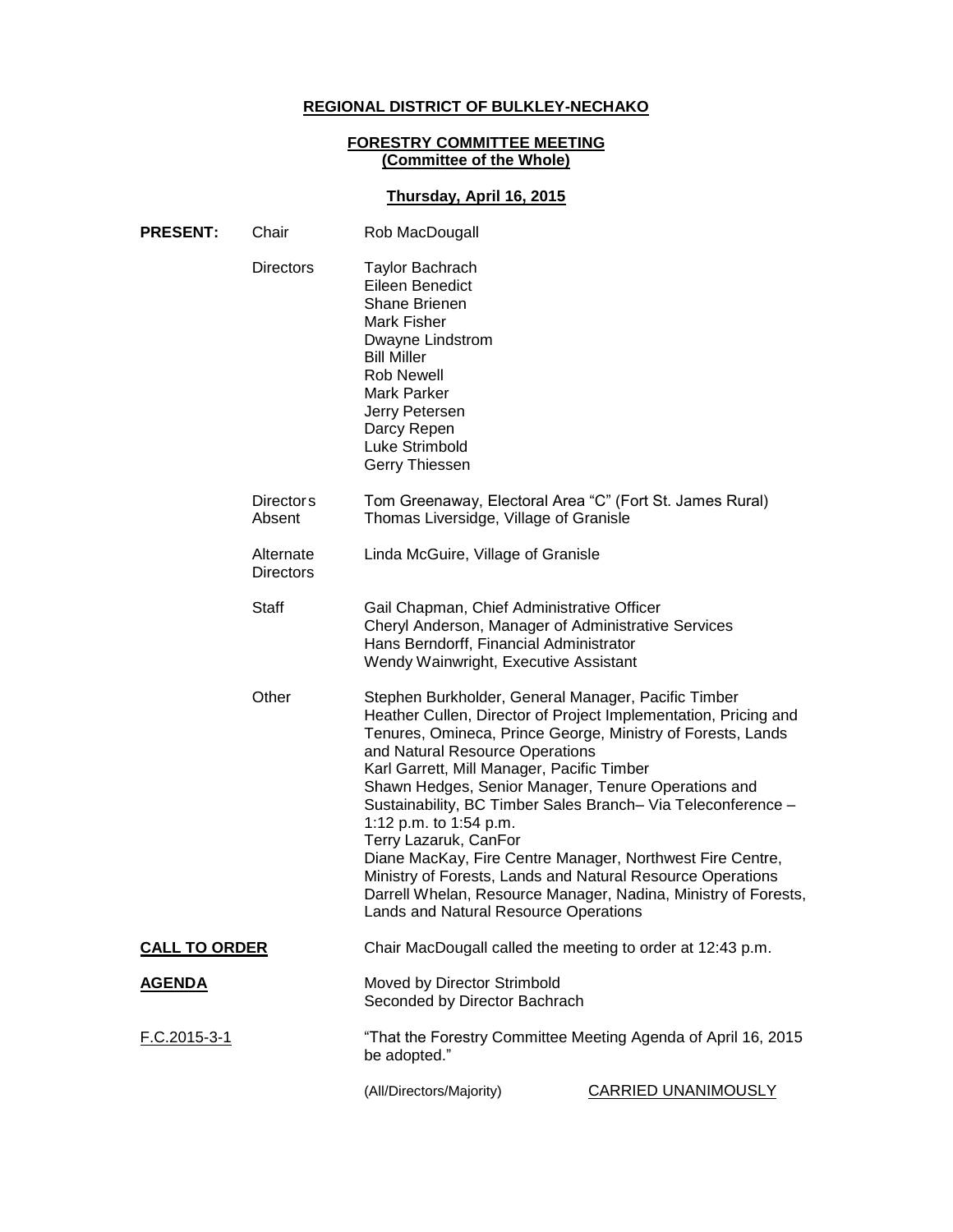**REGIONAL DISTRICT OF BULKLEY-NECHAKO**

**FORESTRY COMMITTEE MEETING**
**(Committee of the Whole)**

**Thursday, April 16, 2015**

| | | |
|---|---|---|
| **PRESENT:** | Chair | Rob MacDougall |
| | Directors | Taylor Bachrach<br>Eileen Benedict<br>Shane Brienen<br>Mark Fisher<br>Dwayne Lindstrom<br>Bill Miller<br>Rob Newell<br>Mark Parker<br>Jerry Petersen<br>Darcy Repen<br>Luke Strimbold<br>Gerry Thiessen |
| | Directors Absent | Tom Greenaway, Electoral Area "C" (Fort St. James Rural)<br>Thomas Liversidge, Village of Granisle |
| | Alternate Directors | Linda McGuire, Village of Granisle |
| | Staff | Gail Chapman, Chief Administrative Officer<br>Cheryl Anderson, Manager of Administrative Services<br>Hans Berndorff, Financial Administrator<br>Wendy Wainwright, Executive Assistant |
| | Other | Stephen Burkholder, General Manager, Pacific Timber<br>Heather Cullen, Director of Project Implementation, Pricing and Tenures, Omineca, Prince George, Ministry of Forests, Lands and Natural Resource Operations<br>Karl Garrett, Mill Manager, Pacific Timber<br>Shawn Hedges, Senior Manager, Tenure Operations and Sustainability, BC Timber Sales Branch– Via Teleconference – 1:12 p.m. to 1:54 p.m.<br>Terry Lazaruk, CanFor<br>Diane MacKay, Fire Centre Manager, Northwest Fire Centre, Ministry of Forests, Lands and Natural Resource Operations<br>Darrell Whelan, Resource Manager, Nadina, Ministry of Forests, Lands and Natural Resource Operations |

**CALL TO ORDER** Chair MacDougall called the meeting to order at 12:43 p.m.

**AGENDA** Moved by Director Strimbold
Seconded by Director Bachrach

F.C.2015-3-1 "That the Forestry Committee Meeting Agenda of April 16, 2015 be adopted."

(All/Directors/Majority) CARRIED UNANIMOUSLY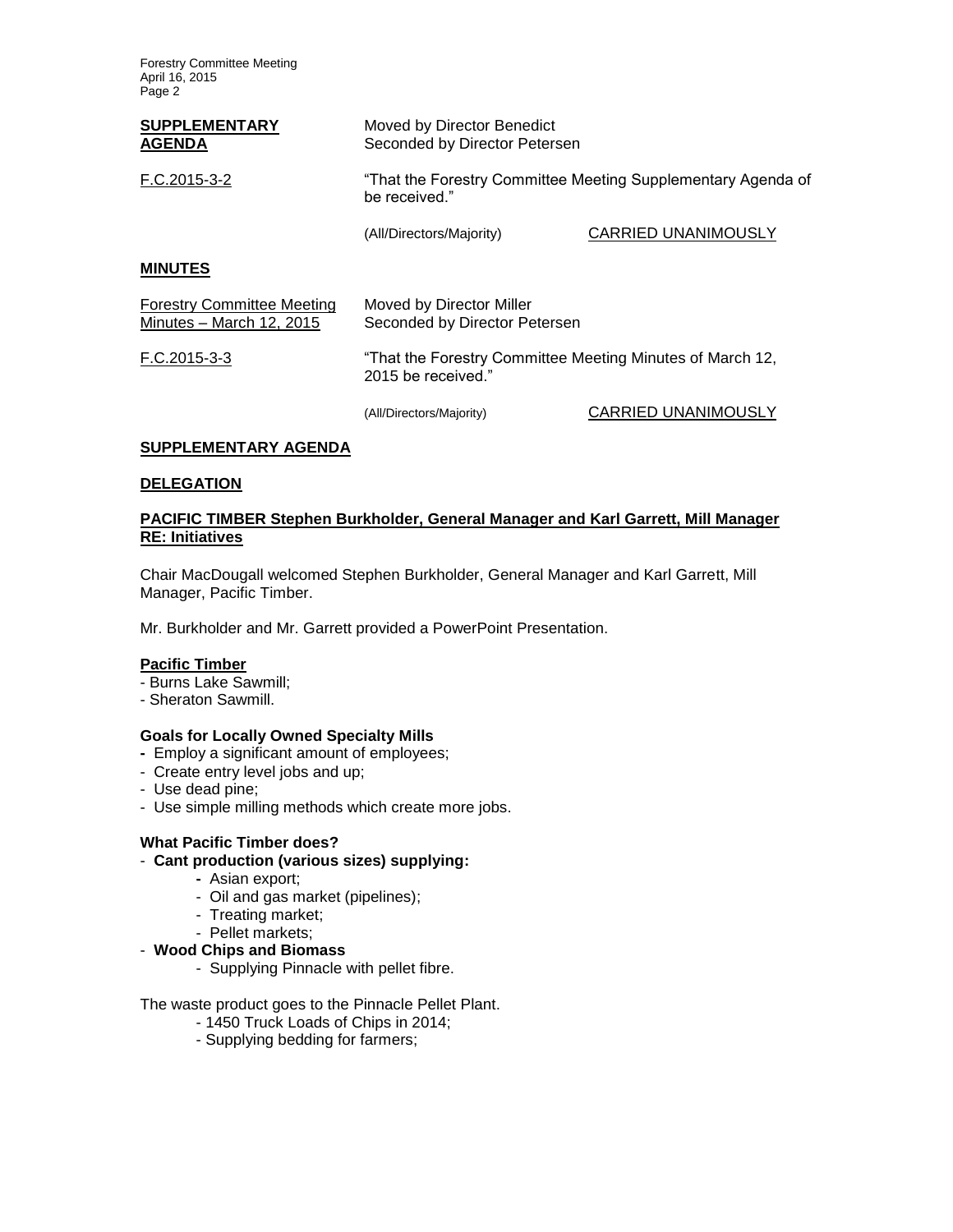**SUPPLEMENTARY AGENDA**

Moved by Director Benedict
Seconded by Director Petersen

F.C.2015-3-2

"That the Forestry Committee Meeting Supplementary Agenda of be received."

(All/Directors/Majority) CARRIED UNANIMOUSLY

## MINUTES

Forestry Committee Meeting Minutes – March 12, 2015

Moved by Director Miller
Seconded by Director Petersen

F.C.2015-3-3

"That the Forestry Committee Meeting Minutes of March 12, 2015 be received."

(All/Directors/Majority) CARRIED UNANIMOUSLY

## SUPPLEMENTARY AGENDA

### DELEGATION

### PACIFIC TIMBER Stephen Burkholder, General Manager and Karl Garrett, Mill Manager RE: Initiatives

Chair MacDougall welcomed Stephen Burkholder, General Manager and Karl Garrett, Mill Manager, Pacific Timber.

Mr. Burkholder and Mr. Garrett provided a PowerPoint Presentation.

**Pacific Timber**

- Burns Lake Sawmill;
- Sheraton Sawmill.

**Goals for Locally Owned Specialty Mills**

- Employ a significant amount of employees;
- Create entry level jobs and up;
- Use dead pine;
- Use simple milling methods which create more jobs.

**What Pacific Timber does?**

- **Cant production (various sizes) supplying:**
  - Asian export;
  - Oil and gas market (pipelines);
  - Treating market;
  - Pellet markets;
- **Wood Chips and Biomass**
  - Supplying Pinnacle with pellet fibre.

The waste product goes to the Pinnacle Pellet Plant.

- 1450 Truck Loads of Chips in 2014;
- Supplying bedding for farmers;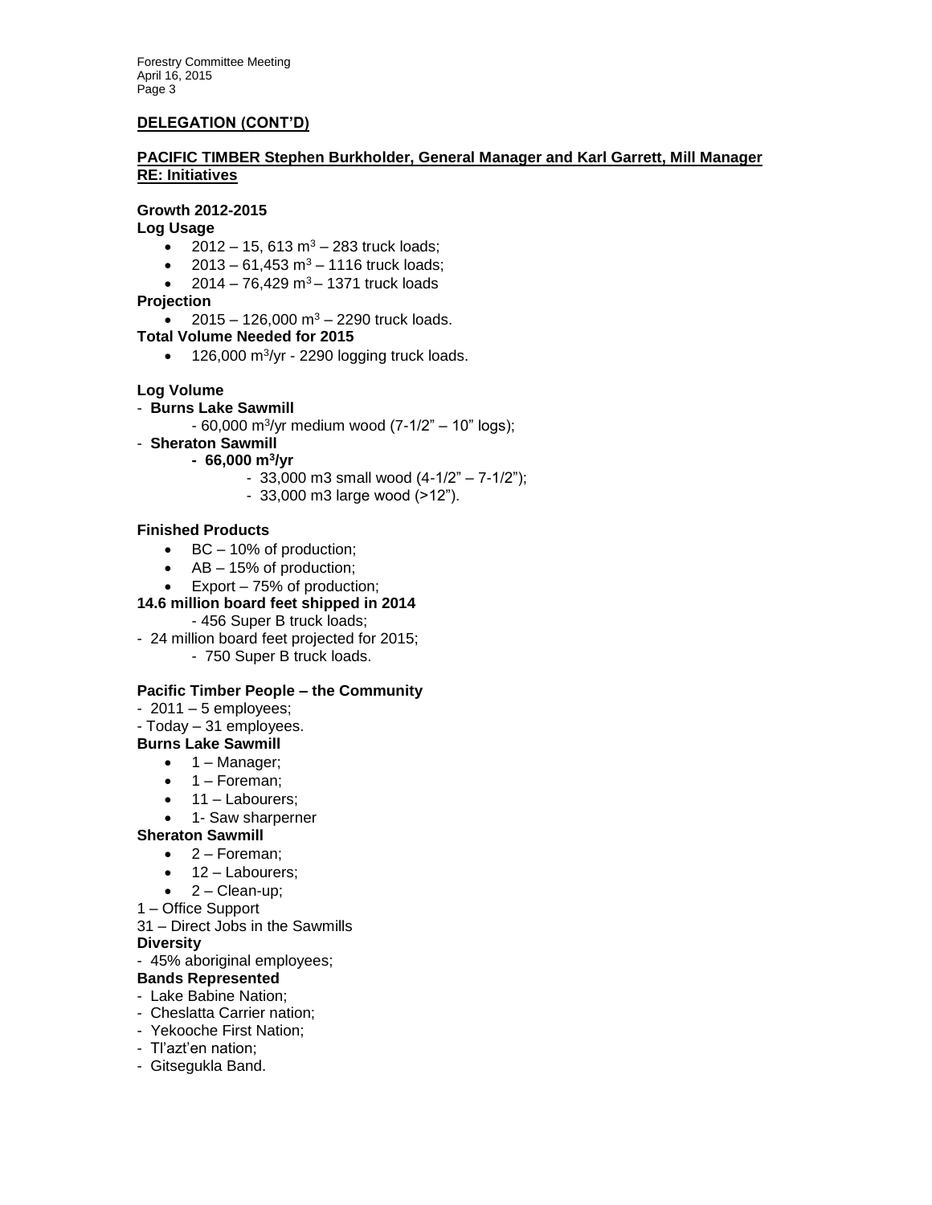**DELEGATION (CONT'D)**

**PACIFIC TIMBER Stephen Burkholder, General Manager and Karl Garrett, Mill Manager RE: Initiatives**

**Growth 2012-2015**

**Log Usage**

- 2012 – 15, 613 $m^3$ – 283 truck loads;
- 2013 – 61,453 $m^3$ – 1116 truck loads;
- 2014 – 76,429 $m^3$ – 1371 truck loads

**Projection**

- 2015 – 126,000 $m^3$ – 2290 truck loads.

**Total Volume Needed for 2015**

- 126,000 $m^3$/yr - 2290 logging truck loads.

**Log Volume**

- **Burns Lake Sawmill**
  - 60,000 $m^3$/yr medium wood (7-1/2" – 10" logs);
- **Sheraton Sawmill**
  - **66,000 $m^3$/yr**
    - 33,000 m3 small wood (4-1/2" – 7-1/2");
    - 33,000 m3 large wood (>12").

**Finished Products**

- BC – 10% of production;
- AB – 15% of production;
- Export – 75% of production;

**14.6 million board feet shipped in 2014**

- 456 Super B truck loads;
- 24 million board feet projected for 2015;
  - 750 Super B truck loads.

**Pacific Timber People – the Community**

- 2011 – 5 employees;
- Today – 31 employees.

**Burns Lake Sawmill**

- 1 – Manager;
- 1 – Foreman;
- 11 – Labourers;
- 1- Saw sharperner

**Sheraton Sawmill**

- 2 – Foreman;
- 12 – Labourers;
- 2 – Clean-up;

1 – Office Support

31 – Direct Jobs in the Sawmills

**Diversity**

- 45% aboriginal employees;

**Bands Represented**

- Lake Babine Nation;
- Cheslatta Carrier nation;
- Yekooche First Nation;
- Tl'azt'en nation;
- Gitsegukla Band.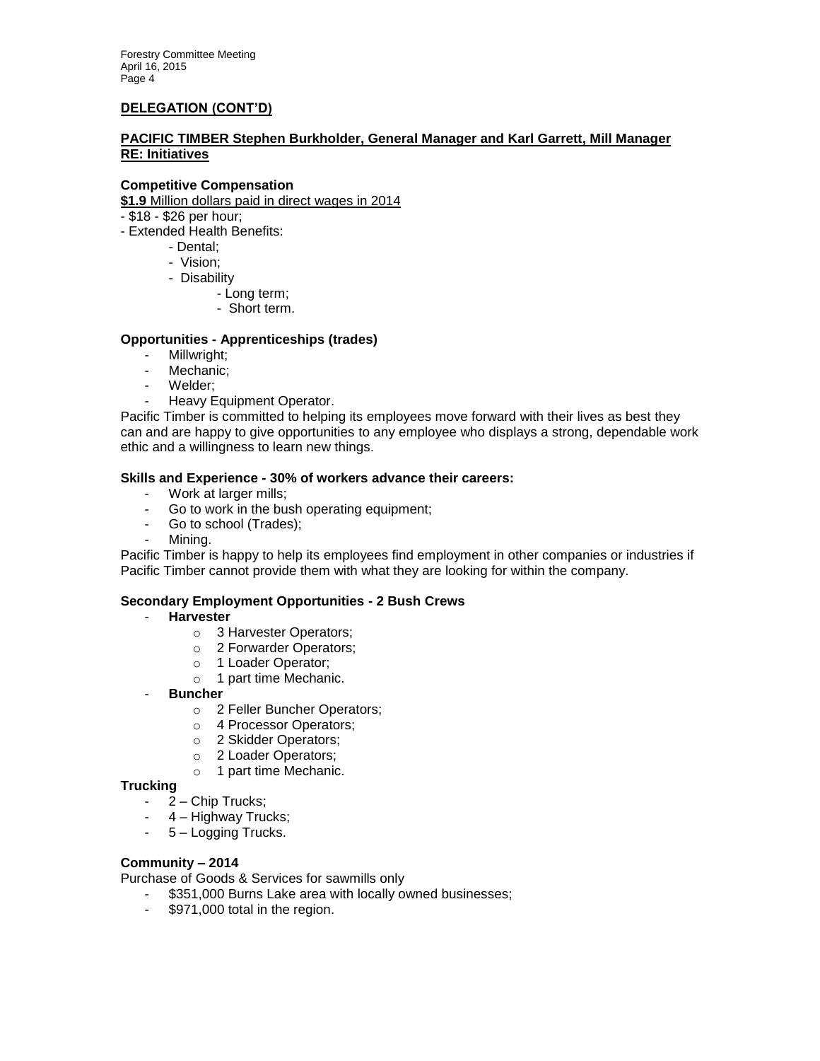## DELEGATION (CONT'D)

### PACIFIC TIMBER Stephen Burkholder, General Manager and Karl Garrett, Mill Manager RE: Initiatives

**Competitive Compensation**

**$1.9** Million dollars paid in direct wages in 2014

- $18 - $26 per hour;
- Extended Health Benefits:
  - Dental;
  - Vision;
  - Disability
    - Long term;
    - Short term.

**Opportunities - Apprenticeships (trades)**

- Millwright;
- Mechanic;
- Welder;
- Heavy Equipment Operator.

Pacific Timber is committed to helping its employees move forward with their lives as best they can and are happy to give opportunities to any employee who displays a strong, dependable work ethic and a willingness to learn new things.

**Skills and Experience - 30% of workers advance their careers:**

- Work at larger mills;
- Go to work in the bush operating equipment;
- Go to school (Trades);
- Mining.

Pacific Timber is happy to help its employees find employment in other companies or industries if Pacific Timber cannot provide them with what they are looking for within the company.

**Secondary Employment Opportunities - 2 Bush Crews**

- **Harvester**
  - 3 Harvester Operators;
  - 2 Forwarder Operators;
  - 1 Loader Operator;
  - 1 part time Mechanic.
- **Buncher**
  - 2 Feller Buncher Operators;
  - 4 Processor Operators;
  - 2 Skidder Operators;
  - 2 Loader Operators;
  - 1 part time Mechanic.

**Trucking**

- 2 – Chip Trucks;
- 4 – Highway Trucks;
- 5 – Logging Trucks.

**Community – 2014**

Purchase of Goods & Services for sawmills only

- $351,000 Burns Lake area with locally owned businesses;
- $971,000 total in the region.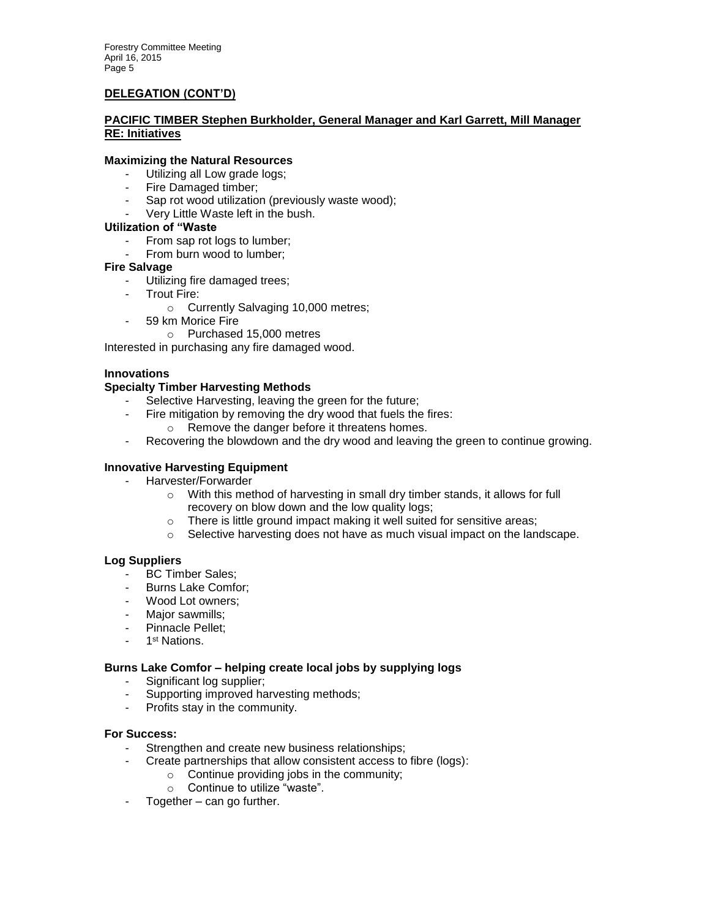**DELEGATION (CONT'D)**

**PACIFIC TIMBER Stephen Burkholder, General Manager and Karl Garrett, Mill Manager RE: Initiatives**

**Maximizing the Natural Resources**

- Utilizing all Low grade logs;
- Fire Damaged timber;
- Sap rot wood utilization (previously waste wood);
- Very Little Waste left in the bush.

**Utilization of "Waste**

- From sap rot logs to lumber;
- From burn wood to lumber;

**Fire Salvage**

- Utilizing fire damaged trees;
- Trout Fire:
    - Currently Salvaging 10,000 metres;
- 59 km Morice Fire
    - Purchased 15,000 metres

Interested in purchasing any fire damaged wood.

**Innovations**

**Specialty Timber Harvesting Methods**

- Selective Harvesting, leaving the green for the future;
- Fire mitigation by removing the dry wood that fuels the fires:
    - Remove the danger before it threatens homes.
- Recovering the blowdown and the dry wood and leaving the green to continue growing.

**Innovative Harvesting Equipment**

- Harvester/Forwarder
    - With this method of harvesting in small dry timber stands, it allows for full recovery on blow down and the low quality logs;
    - There is little ground impact making it well suited for sensitive areas;
    - Selective harvesting does not have as much visual impact on the landscape.

**Log Suppliers**

- BC Timber Sales;
- Burns Lake Comfor;
- Wood Lot owners;
- Major sawmills;
- Pinnacle Pellet;
- 1st Nations.

**Burns Lake Comfor – helping create local jobs by supplying logs**

- Significant log supplier;
- Supporting improved harvesting methods;
- Profits stay in the community.

**For Success:**

- Strengthen and create new business relationships;
- Create partnerships that allow consistent access to fibre (logs):
    - Continue providing jobs in the community;
    - Continue to utilize "waste".
- Together – can go further.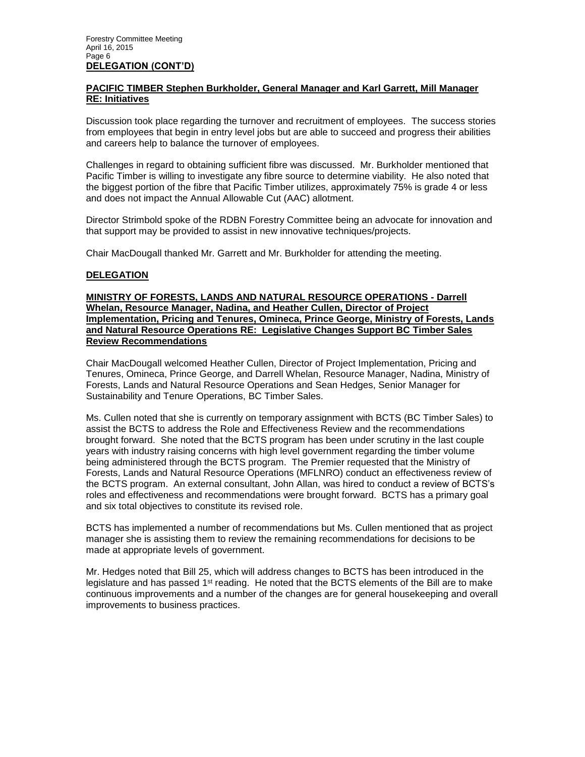**DELEGATION (CONT'D)**

**PACIFIC TIMBER Stephen Burkholder, General Manager and Karl Garrett, Mill Manager RE: Initiatives**

Discussion took place regarding the turnover and recruitment of employees. The success stories from employees that begin in entry level jobs but are able to succeed and progress their abilities and careers help to balance the turnover of employees.

Challenges in regard to obtaining sufficient fibre was discussed. Mr. Burkholder mentioned that Pacific Timber is willing to investigate any fibre source to determine viability. He also noted that the biggest portion of the fibre that Pacific Timber utilizes, approximately 75% is grade 4 or less and does not impact the Annual Allowable Cut (AAC) allotment.

Director Strimbold spoke of the RDBN Forestry Committee being an advocate for innovation and that support may be provided to assist in new innovative techniques/projects.

Chair MacDougall thanked Mr. Garrett and Mr. Burkholder for attending the meeting.

**DELEGATION**

**MINISTRY OF FORESTS, LANDS AND NATURAL RESOURCE OPERATIONS - Darrell Whelan, Resource Manager, Nadina, and Heather Cullen, Director of Project Implementation, Pricing and Tenures, Omineca, Prince George, Ministry of Forests, Lands and Natural Resource Operations RE: Legislative Changes Support BC Timber Sales Review Recommendations**

Chair MacDougall welcomed Heather Cullen, Director of Project Implementation, Pricing and Tenures, Omineca, Prince George, and Darrell Whelan, Resource Manager, Nadina, Ministry of Forests, Lands and Natural Resource Operations and Sean Hedges, Senior Manager for Sustainability and Tenure Operations, BC Timber Sales.

Ms. Cullen noted that she is currently on temporary assignment with BCTS (BC Timber Sales) to assist the BCTS to address the Role and Effectiveness Review and the recommendations brought forward. She noted that the BCTS program has been under scrutiny in the last couple years with industry raising concerns with high level government regarding the timber volume being administered through the BCTS program. The Premier requested that the Ministry of Forests, Lands and Natural Resource Operations (MFLNRO) conduct an effectiveness review of the BCTS program. An external consultant, John Allan, was hired to conduct a review of BCTS's roles and effectiveness and recommendations were brought forward. BCTS has a primary goal and six total objectives to constitute its revised role.

BCTS has implemented a number of recommendations but Ms. Cullen mentioned that as project manager she is assisting them to review the remaining recommendations for decisions to be made at appropriate levels of government.

Mr. Hedges noted that Bill 25, which will address changes to BCTS has been introduced in the legislature and has passed 1st reading. He noted that the BCTS elements of the Bill are to make continuous improvements and a number of the changes are for general housekeeping and overall improvements to business practices.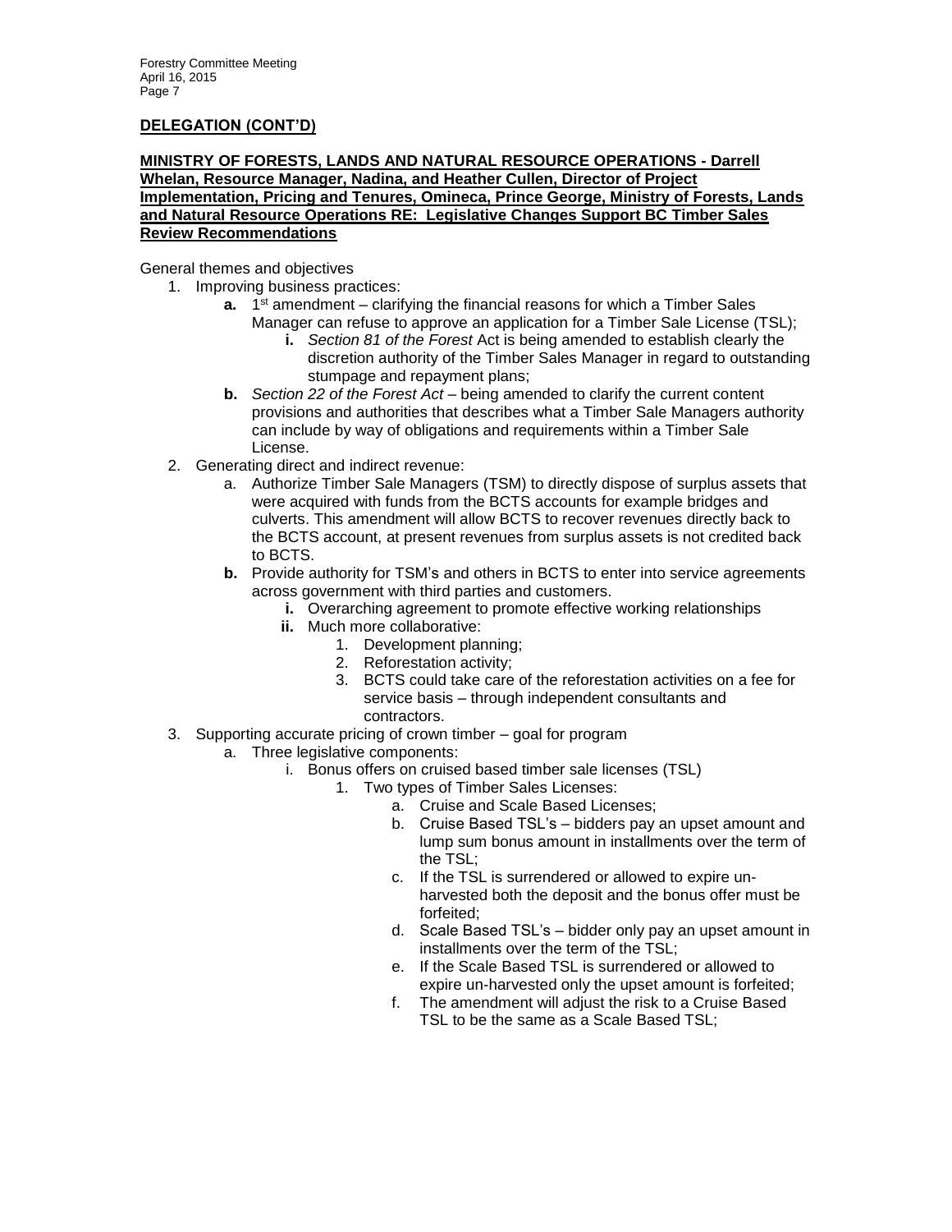**DELEGATION (CONT'D)**

**MINISTRY OF FORESTS, LANDS AND NATURAL RESOURCE OPERATIONS - Darrell Whelan, Resource Manager, Nadina, and Heather Cullen, Director of Project Implementation, Pricing and Tenures, Omineca, Prince George, Ministry of Forests, Lands and Natural Resource Operations RE: Legislative Changes Support BC Timber Sales Review Recommendations**

General themes and objectives

1. Improving business practices:
   - **a.** 1st amendment – clarifying the financial reasons for which a Timber Sales Manager can refuse to approve an application for a Timber Sale License (TSL);
     - **i.** *Section 81 of the Forest* Act is being amended to establish clearly the discretion authority of the Timber Sales Manager in regard to outstanding stumpage and repayment plans;
   - **b.** *Section 22 of the Forest Act* – being amended to clarify the current content provisions and authorities that describes what a Timber Sale Managers authority can include by way of obligations and requirements within a Timber Sale License.
2. Generating direct and indirect revenue:
   - a. Authorize Timber Sale Managers (TSM) to directly dispose of surplus assets that were acquired with funds from the BCTS accounts for example bridges and culverts. This amendment will allow BCTS to recover revenues directly back to the BCTS account, at present revenues from surplus assets is not credited back to BCTS.
   - **b.** Provide authority for TSM's and others in BCTS to enter into service agreements across government with third parties and customers.
     - **i.** Overarching agreement to promote effective working relationships
     - **ii.** Much more collaborative:
       1. Development planning;
       2. Reforestation activity;
       3. BCTS could take care of the reforestation activities on a fee for service basis – through independent consultants and contractors.
3. Supporting accurate pricing of crown timber – goal for program
   - a. Three legislative components:
     - i. Bonus offers on cruised based timber sale licenses (TSL)
       1. Two types of Timber Sales Licenses:
          - a. Cruise and Scale Based Licenses;
          - b. Cruise Based TSL's – bidders pay an upset amount and lump sum bonus amount in installments over the term of the TSL;
          - c. If the TSL is surrendered or allowed to expire un-harvested both the deposit and the bonus offer must be forfeited;
          - d. Scale Based TSL's – bidder only pay an upset amount in installments over the term of the TSL;
          - e. If the Scale Based TSL is surrendered or allowed to expire un-harvested only the upset amount is forfeited;
          - f. The amendment will adjust the risk to a Cruise Based TSL to be the same as a Scale Based TSL;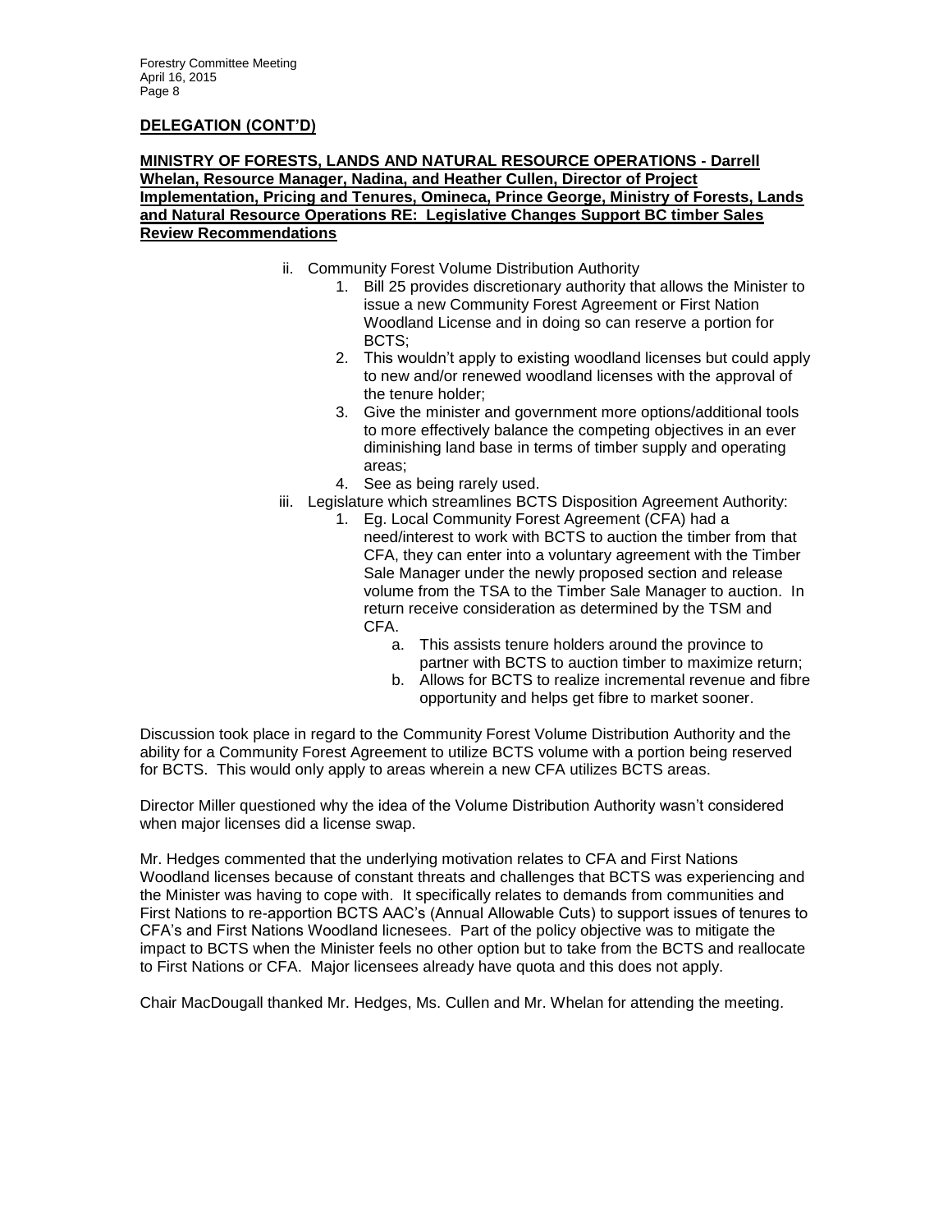**DELEGATION (CONT'D)**

**MINISTRY OF FORESTS, LANDS AND NATURAL RESOURCE OPERATIONS - Darrell Whelan, Resource Manager, Nadina, and Heather Cullen, Director of Project Implementation, Pricing and Tenures, Omineca, Prince George, Ministry of Forests, Lands and Natural Resource Operations RE: Legislative Changes Support BC timber Sales Review Recommendations**

ii. Community Forest Volume Distribution Authority
   1. Bill 25 provides discretionary authority that allows the Minister to issue a new Community Forest Agreement or First Nation Woodland License and in doing so can reserve a portion for BCTS;
   2. This wouldn't apply to existing woodland licenses but could apply to new and/or renewed woodland licenses with the approval of the tenure holder;
   3. Give the minister and government more options/additional tools to more effectively balance the competing objectives in an ever diminishing land base in terms of timber supply and operating areas;
   4. See as being rarely used.

iii. Legislature which streamlines BCTS Disposition Agreement Authority:
   1. Eg. Local Community Forest Agreement (CFA) had a need/interest to work with BCTS to auction the timber from that CFA, they can enter into a voluntary agreement with the Timber Sale Manager under the newly proposed section and release volume from the TSA to the Timber Sale Manager to auction. In return receive consideration as determined by the TSM and CFA.
      a. This assists tenure holders around the province to partner with BCTS to auction timber to maximize return;
      b. Allows for BCTS to realize incremental revenue and fibre opportunity and helps get fibre to market sooner.

Discussion took place in regard to the Community Forest Volume Distribution Authority and the ability for a Community Forest Agreement to utilize BCTS volume with a portion being reserved for BCTS. This would only apply to areas wherein a new CFA utilizes BCTS areas.

Director Miller questioned why the idea of the Volume Distribution Authority wasn't considered when major licenses did a license swap.

Mr. Hedges commented that the underlying motivation relates to CFA and First Nations Woodland licenses because of constant threats and challenges that BCTS was experiencing and the Minister was having to cope with. It specifically relates to demands from communities and First Nations to re-apportion BCTS AAC's (Annual Allowable Cuts) to support issues of tenures to CFA's and First Nations Woodland licnesees. Part of the policy objective was to mitigate the impact to BCTS when the Minister feels no other option but to take from the BCTS and reallocate to First Nations or CFA. Major licensees already have quota and this does not apply.

Chair MacDougall thanked Mr. Hedges, Ms. Cullen and Mr. Whelan for attending the meeting.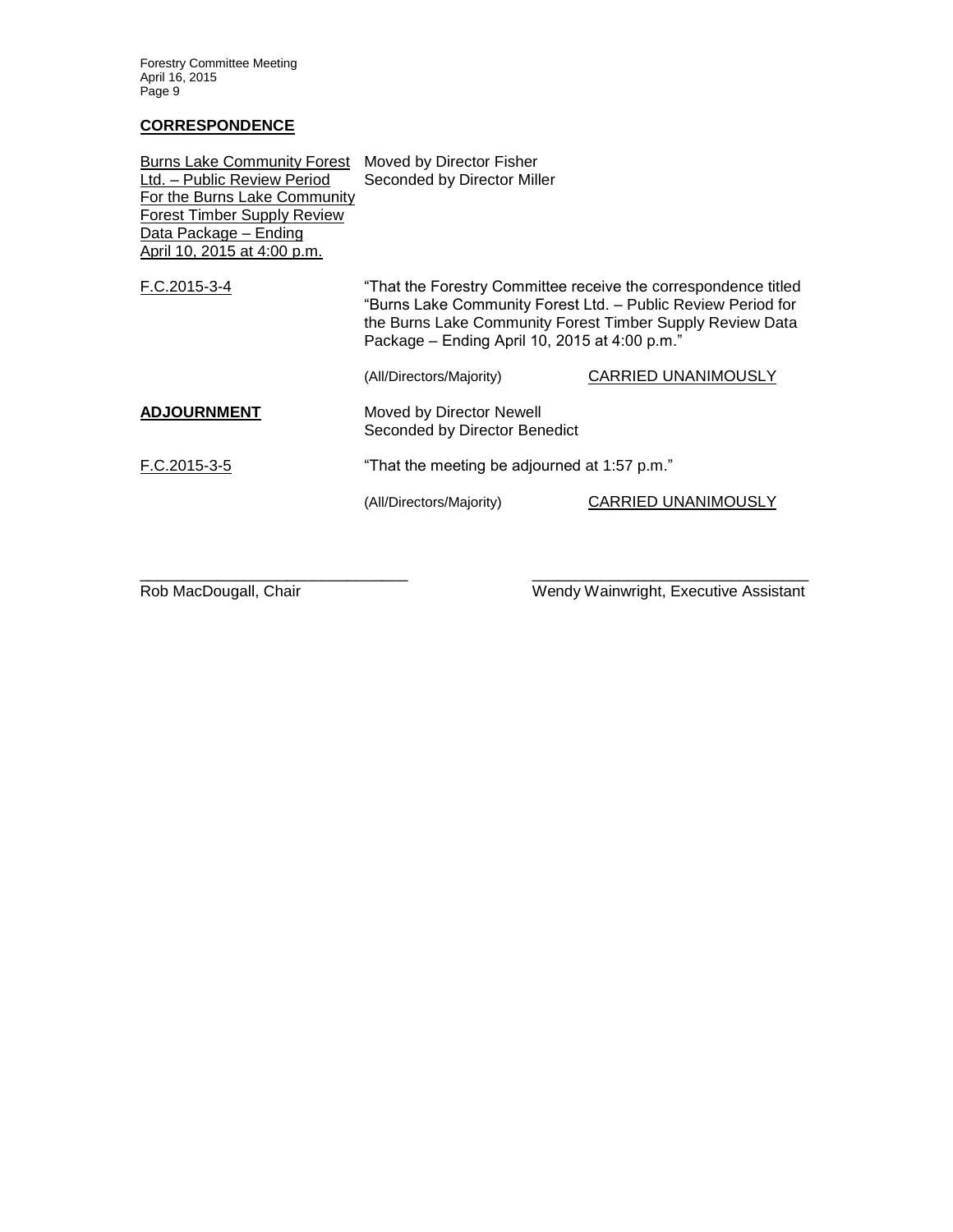**CORRESPONDENCE**

Burns Lake Community Forest Ltd. – Public Review Period For the Burns Lake Community Forest Timber Supply Review Data Package – Ending April 10, 2015 at 4:00 p.m.

Moved by Director Fisher
Seconded by Director Miller

F.C.2015-3-4

"That the Forestry Committee receive the correspondence titled "Burns Lake Community Forest Ltd. – Public Review Period for the Burns Lake Community Forest Timber Supply Review Data Package – Ending April 10, 2015 at 4:00 p.m."

(All/Directors/Majority) CARRIED UNANIMOUSLY

**ADJOURNMENT**

Moved by Director Newell
Seconded by Director Benedict

F.C.2015-3-5

"That the meeting be adjourned at 1:57 p.m."

(All/Directors/Majority) CARRIED UNANIMOUSLY

______________________________
Rob MacDougall, Chair

______________________________
Wendy Wainwright, Executive Assistant